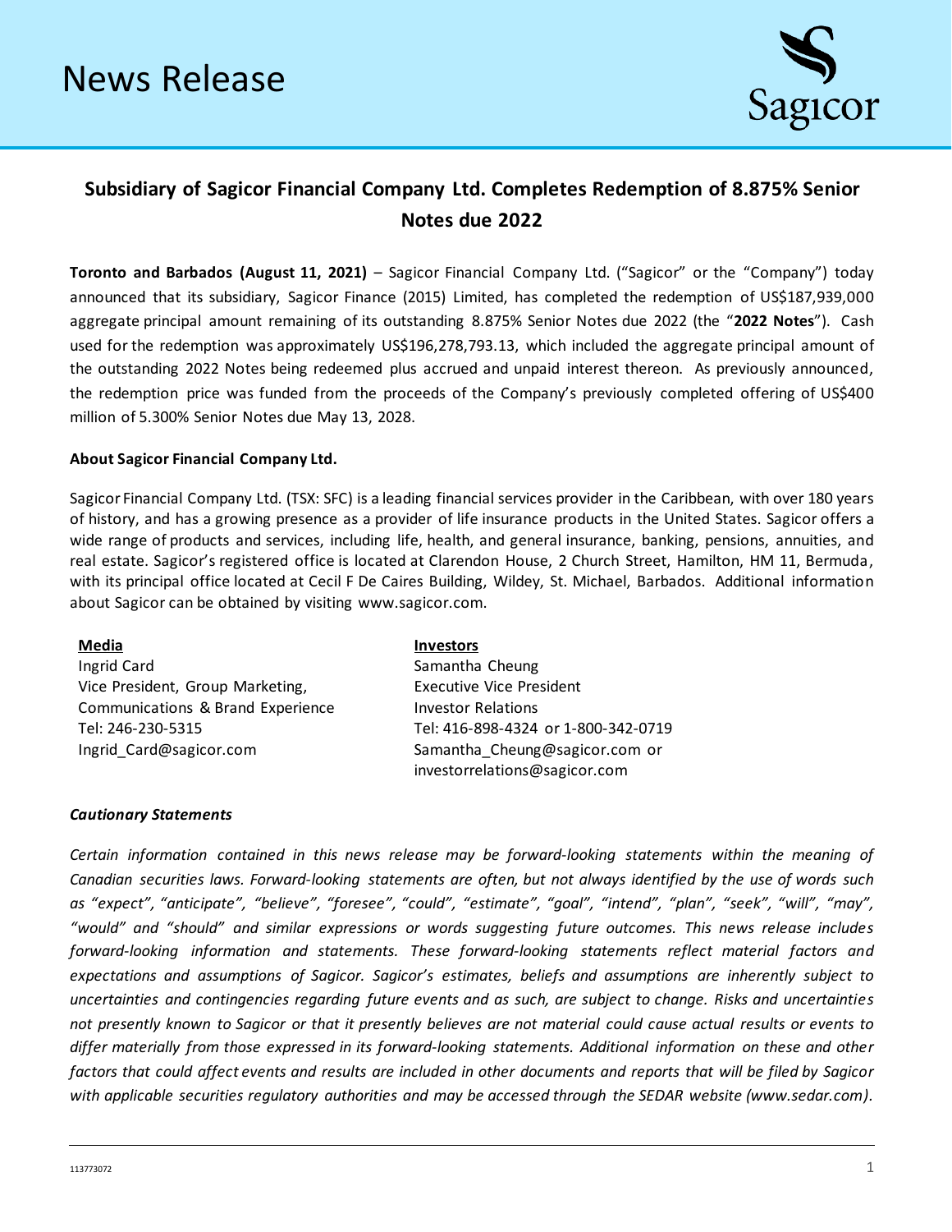# News Release

## Subsidiary of Sagicor Financial Company Ltd. Completes Redemption of 8.875% Senior Notes due 2022

**Toronto and Barbados (August 11, 2021)** – Sagicor Financial Company Ltd. ("Sagicor" or the "Company") today announced that its subsidiary, Sagicor Finance (2015) Limited, has completed the redemption of US$187,939,000 aggregate principal amount remaining of its outstanding 8.875% Senior Notes due 2022 (the "**2022 Notes**"). Cash used for the redemption was approximately US$196,278,793.13, which included the aggregate principal amount of the outstanding 2022 Notes being redeemed plus accrued and unpaid interest thereon. As previously announced, the redemption price was funded from the proceeds of the Company's previously completed offering of US$400 million of 5.300% Senior Notes due May 13, 2028.

**About Sagicor Financial Company Ltd.**

Sagicor Financial Company Ltd. (TSX: SFC) is a leading financial services provider in the Caribbean, with over 180 years of history, and has a growing presence as a provider of life insurance products in the United States. Sagicor offers a wide range of products and services, including life, health, and general insurance, banking, pensions, annuities, and real estate. Sagicor's registered office is located at Clarendon House, 2 Church Street, Hamilton, HM 11, Bermuda, with its principal office located at Cecil F De Caires Building, Wildey, St. Michael, Barbados. Additional information about Sagicor can be obtained by visiting www.sagicor.com.

**Media**
Ingrid Card
Vice President, Group Marketing,
Communications & Brand Experience
Tel: 246-230-5315
Ingrid_Card@sagicor.com

**Investors**
Samantha Cheung
Executive Vice President
Investor Relations
Tel: 416-898-4324 or 1-800-342-0719
Samantha_Cheung@sagicor.com or
investorrelations@sagicor.com

***Cautionary Statements***

*Certain information contained in this news release may be forward-looking statements within the meaning of Canadian securities laws. Forward-looking statements are often, but not always identified by the use of words such as "expect", "anticipate", "believe", "foresee", "could", "estimate", "goal", "intend", "plan", "seek", "will", "may", "would" and "should" and similar expressions or words suggesting future outcomes. This news release includes forward-looking information and statements. These forward-looking statements reflect material factors and expectations and assumptions of Sagicor. Sagicor's estimates, beliefs and assumptions are inherently subject to uncertainties and contingencies regarding future events and as such, are subject to change. Risks and uncertainties not presently known to Sagicor or that it presently believes are not material could cause actual results or events to differ materially from those expressed in its forward-looking statements. Additional information on these and other factors that could affect events and results are included in other documents and reports that will be filed by Sagicor with applicable securities regulatory authorities and may be accessed through the SEDAR website (www.sedar.com).*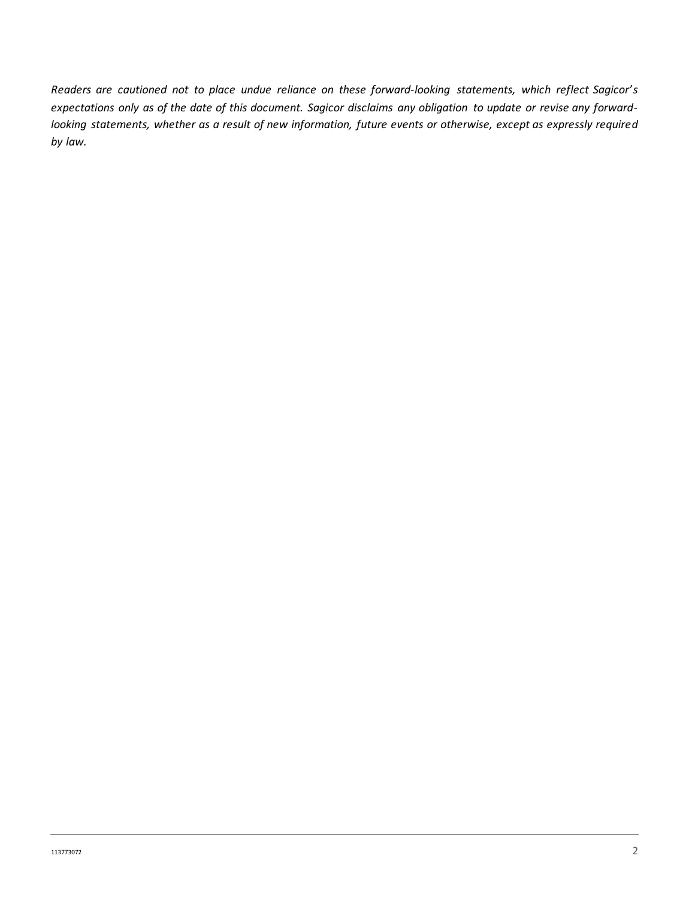*Readers are cautioned not to place undue reliance on these forward-looking statements, which reflect Sagicor's expectations only as of the date of this document. Sagicor disclaims any obligation to update or revise any forward-looking statements, whether as a result of new information, future events or otherwise, except as expressly required by law.*